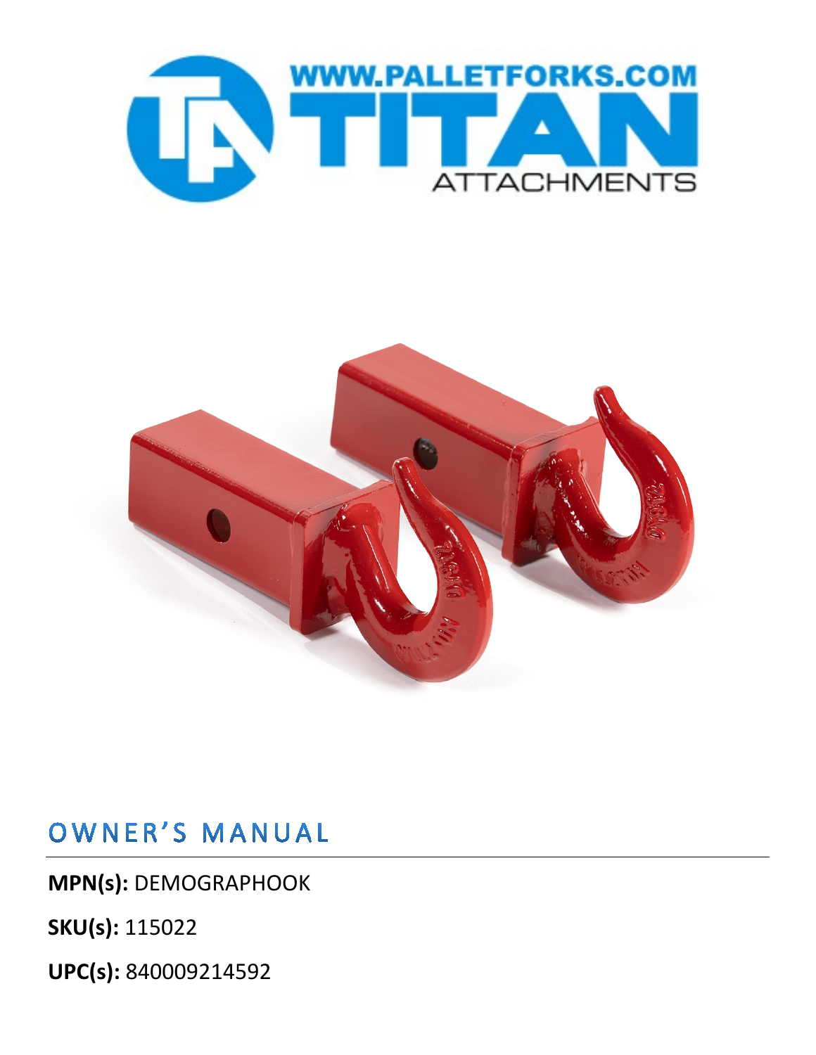# OWNER'S MANUAL

**MPN(s):** DEMOGRAPHOOK

**SKU(s):** 115022

**UPC(s):** 840009214592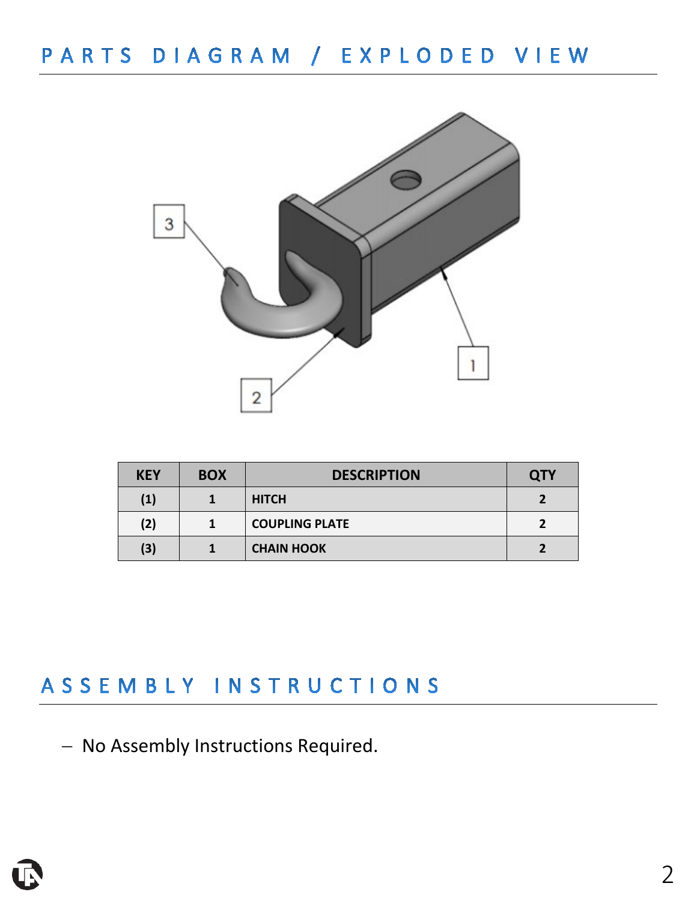# PARTS DIAGRAM / EXPLODED VIEW

| KEY | BOX | DESCRIPTION | QTY |
|---|---|---|---|
| (1) | 1 | HITCH | 2 |
| (2) | 1 | COUPLING PLATE | 2 |
| (3) | 1 | CHAIN HOOK | 2 |

# ASSEMBLY INSTRUCTIONS

- No Assembly Instructions Required.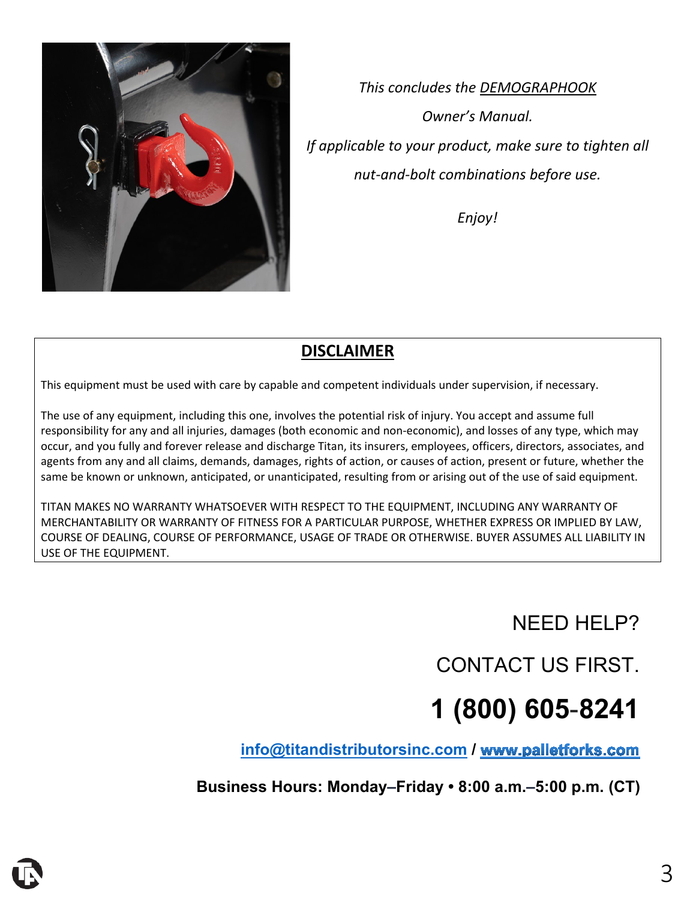*This concludes the DEMOGRAPHOOK*

*Owner's Manual.*

*If applicable to your product, make sure to tighten all nut-and-bolt combinations before use.*

*Enjoy!*

## DISCLAIMER

This equipment must be used with care by capable and competent individuals under supervision, if necessary.

The use of any equipment, including this one, involves the potential risk of injury. You accept and assume full responsibility for any and all injuries, damages (both economic and non-economic), and losses of any type, which may occur, and you fully and forever release and discharge Titan, its insurers, employees, officers, directors, associates, and agents from any and all claims, demands, damages, rights of action, or causes of action, present or future, whether the same be known or unknown, anticipated, or unanticipated, resulting from or arising out of the use of said equipment.

TITAN MAKES NO WARRANTY WHATSOEVER WITH RESPECT TO THE EQUIPMENT, INCLUDING ANY WARRANTY OF MERCHANTABILITY OR WARRANTY OF FITNESS FOR A PARTICULAR PURPOSE, WHETHER EXPRESS OR IMPLIED BY LAW, COURSE OF DEALING, COURSE OF PERFORMANCE, USAGE OF TRADE OR OTHERWISE. BUYER ASSUMES ALL LIABILITY IN USE OF THE EQUIPMENT.

NEED HELP?

CONTACT US FIRST.

**1 (800) 605-8241**

**info@titandistributorsinc.com / www.palletforks.com**

**Business Hours: Monday–Friday • 8:00 a.m.–5:00 p.m. (CT)**